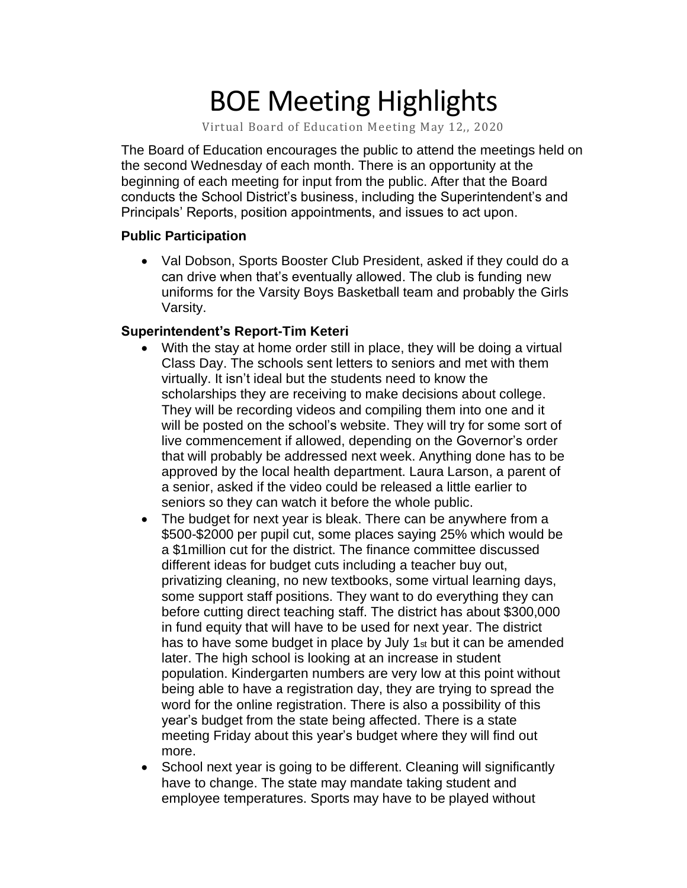# BOE Meeting Highlights

Virtual Board of Education Meeting May 12,, 2020

The Board of Education encourages the public to attend the meetings held on the second Wednesday of each month. There is an opportunity at the beginning of each meeting for input from the public. After that the Board conducts the School District's business, including the Superintendent's and Principals' Reports, position appointments, and issues to act upon.

**Public Participation**

- Val Dobson, Sports Booster Club President, asked if they could do a can drive when that's eventually allowed. The club is funding new uniforms for the Varsity Boys Basketball team and probably the Girls Varsity.

**Superintendent's Report-Tim Keteri**

- With the stay at home order still in place, they will be doing a virtual Class Day. The schools sent letters to seniors and met with them virtually. It isn't ideal but the students need to know the scholarships they are receiving to make decisions about college. They will be recording videos and compiling them into one and it will be posted on the school's website. They will try for some sort of live commencement if allowed, depending on the Governor's order that will probably be addressed next week. Anything done has to be approved by the local health department. Laura Larson, a parent of a senior, asked if the video could be released a little earlier to seniors so they can watch it before the whole public.
- The budget for next year is bleak. There can be anywhere from a $500-$2000 per pupil cut, some places saying 25% which would be a $1million cut for the district. The finance committee discussed different ideas for budget cuts including a teacher buy out, privatizing cleaning, no new textbooks, some virtual learning days, some support staff positions. They want to do everything they can before cutting direct teaching staff. The district has about $300,000 in fund equity that will have to be used for next year. The district has to have some budget in place by July 1st but it can be amended later. The high school is looking at an increase in student population. Kindergarten numbers are very low at this point without being able to have a registration day, they are trying to spread the word for the online registration. There is also a possibility of this year's budget from the state being affected. There is a state meeting Friday about this year's budget where they will find out more.
- School next year is going to be different. Cleaning will significantly have to change. The state may mandate taking student and employee temperatures. Sports may have to be played without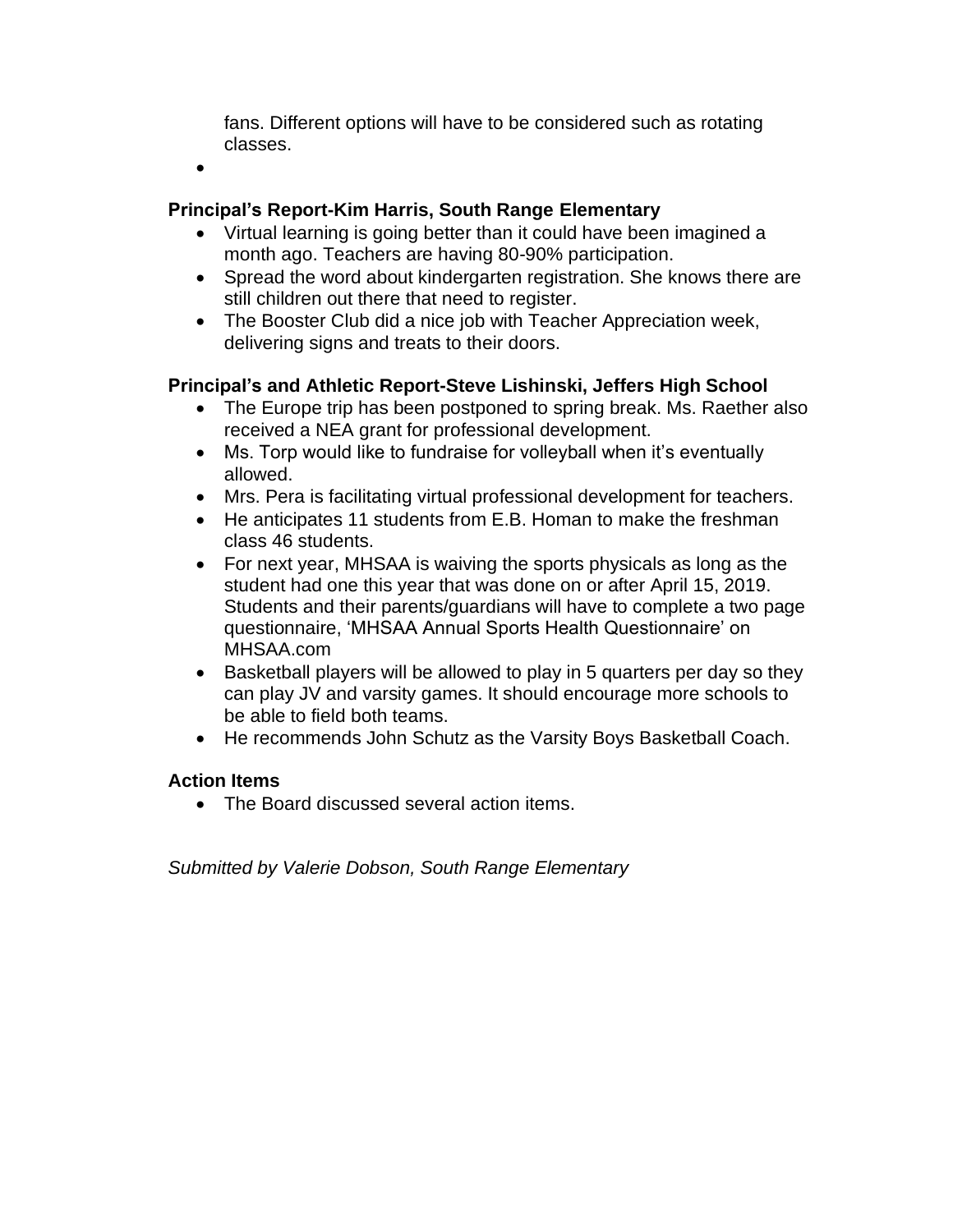fans. Different options will have to be considered such as rotating classes.

-

**Principal's Report-Kim Harris, South Range Elementary**

- Virtual learning is going better than it could have been imagined a month ago. Teachers are having 80-90% participation.
- Spread the word about kindergarten registration. She knows there are still children out there that need to register.
- The Booster Club did a nice job with Teacher Appreciation week, delivering signs and treats to their doors.

**Principal's and Athletic Report-Steve Lishinski, Jeffers High School**

- The Europe trip has been postponed to spring break. Ms. Raether also received a NEA grant for professional development.
- Ms. Torp would like to fundraise for volleyball when it's eventually allowed.
- Mrs. Pera is facilitating virtual professional development for teachers.
- He anticipates 11 students from E.B. Homan to make the freshman class 46 students.
- For next year, MHSAA is waiving the sports physicals as long as the student had one this year that was done on or after April 15, 2019. Students and their parents/guardians will have to complete a two page questionnaire, 'MHSAA Annual Sports Health Questionnaire' on MHSAA.com
- Basketball players will be allowed to play in 5 quarters per day so they can play JV and varsity games. It should encourage more schools to be able to field both teams.
- He recommends John Schutz as the Varsity Boys Basketball Coach.

**Action Items**

- The Board discussed several action items.

*Submitted by Valerie Dobson, South Range Elementary*